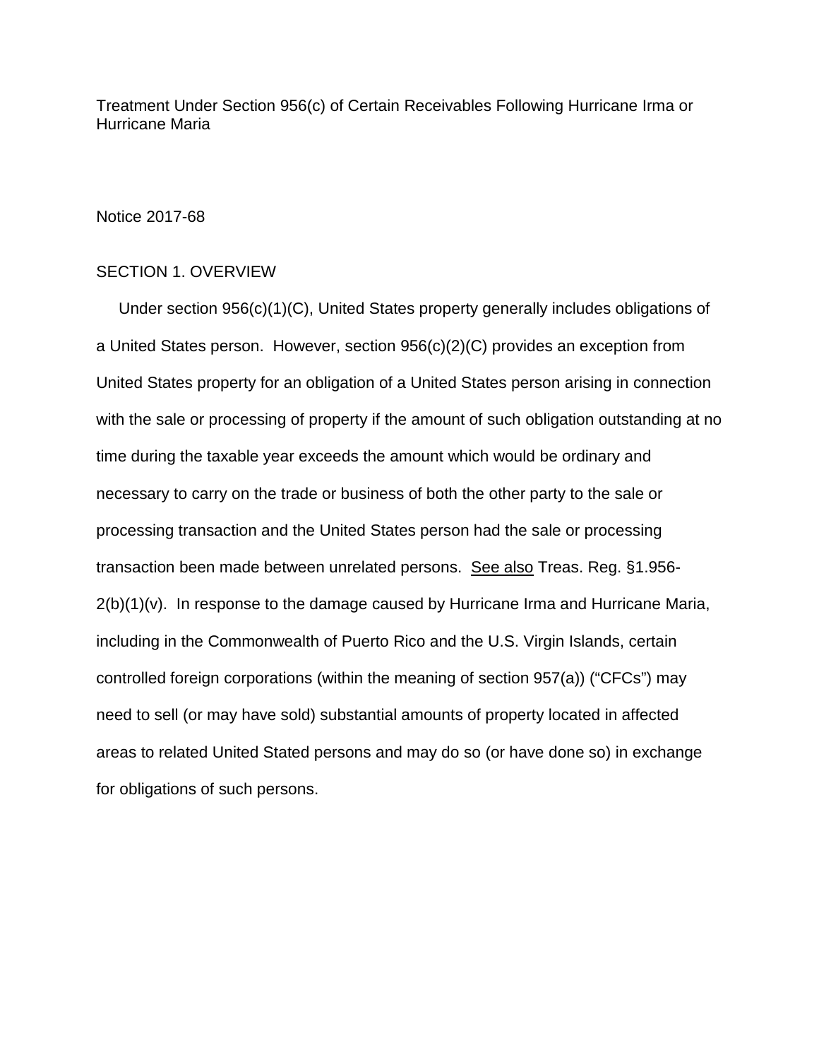Treatment Under Section 956(c) of Certain Receivables Following Hurricane Irma or Hurricane Maria

Notice 2017-68

## SECTION 1. OVERVIEW

Under section 956(c)(1)(C), United States property generally includes obligations of a United States person. However, section 956(c)(2)(C) provides an exception from United States property for an obligation of a United States person arising in connection with the sale or processing of property if the amount of such obligation outstanding at no time during the taxable year exceeds the amount which would be ordinary and necessary to carry on the trade or business of both the other party to the sale or processing transaction and the United States person had the sale or processing transaction been made between unrelated persons. See also Treas. Reg. §1.956-2(b)(1)(v). In response to the damage caused by Hurricane Irma and Hurricane Maria, including in the Commonwealth of Puerto Rico and the U.S. Virgin Islands, certain controlled foreign corporations (within the meaning of section 957(a)) ("CFCs") may need to sell (or may have sold) substantial amounts of property located in affected areas to related United Stated persons and may do so (or have done so) in exchange for obligations of such persons.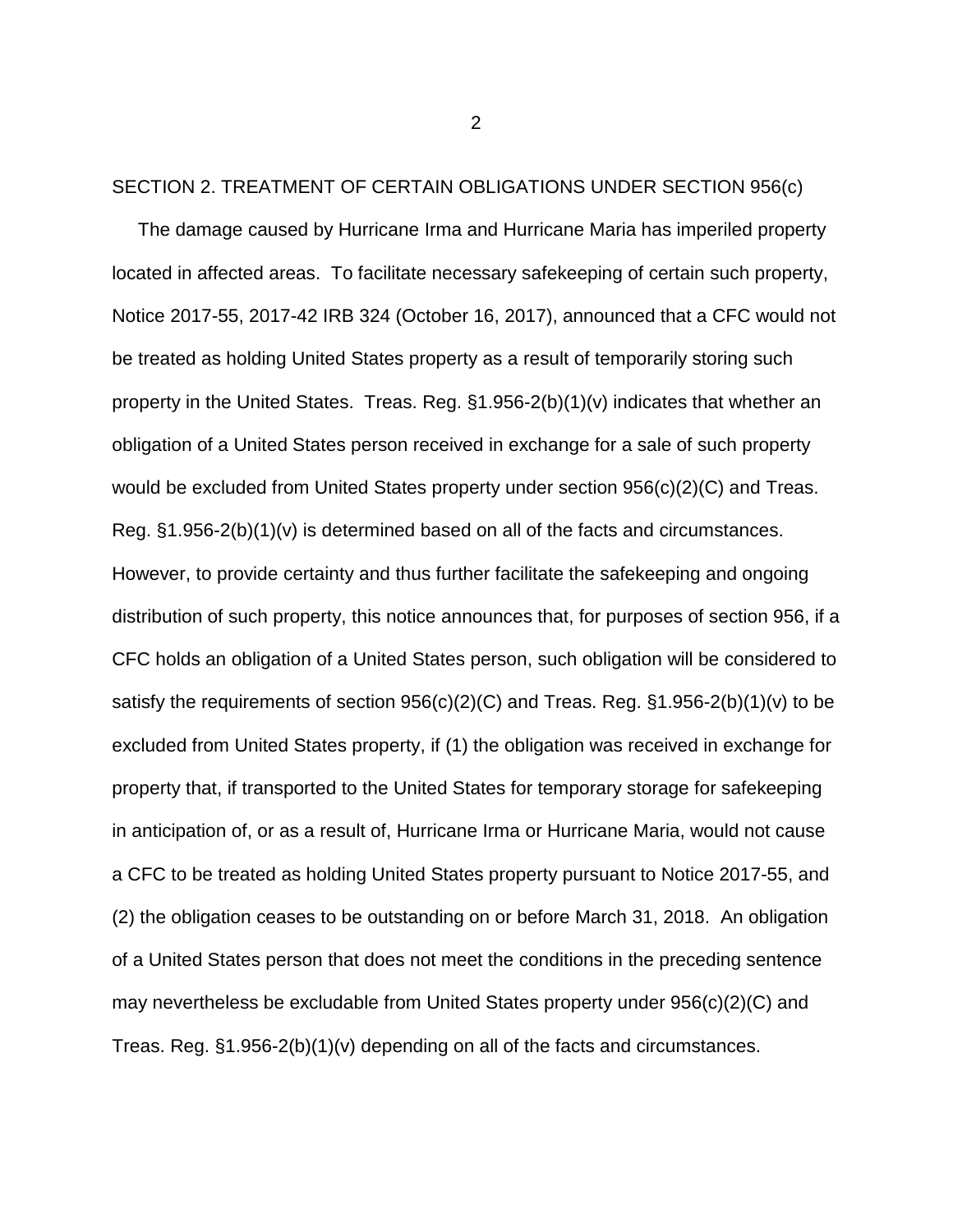## SECTION 2. TREATMENT OF CERTAIN OBLIGATIONS UNDER SECTION 956(c)

The damage caused by Hurricane Irma and Hurricane Maria has imperiled property located in affected areas. To facilitate necessary safekeeping of certain such property, Notice 2017-55, 2017-42 IRB 324 (October 16, 2017), announced that a CFC would not be treated as holding United States property as a result of temporarily storing such property in the United States. Treas. Reg. §1.956-2(b)(1)(v) indicates that whether an obligation of a United States person received in exchange for a sale of such property would be excluded from United States property under section 956(c)(2)(C) and Treas. Reg. §1.956-2(b)(1)(v) is determined based on all of the facts and circumstances. However, to provide certainty and thus further facilitate the safekeeping and ongoing distribution of such property, this notice announces that, for purposes of section 956, if a CFC holds an obligation of a United States person, such obligation will be considered to satisfy the requirements of section 956(c)(2)(C) and Treas. Reg. §1.956-2(b)(1)(v) to be excluded from United States property, if (1) the obligation was received in exchange for property that, if transported to the United States for temporary storage for safekeeping in anticipation of, or as a result of, Hurricane Irma or Hurricane Maria, would not cause a CFC to be treated as holding United States property pursuant to Notice 2017-55, and (2) the obligation ceases to be outstanding on or before March 31, 2018. An obligation of a United States person that does not meet the conditions in the preceding sentence may nevertheless be excludable from United States property under 956(c)(2)(C) and Treas. Reg. §1.956-2(b)(1)(v) depending on all of the facts and circumstances.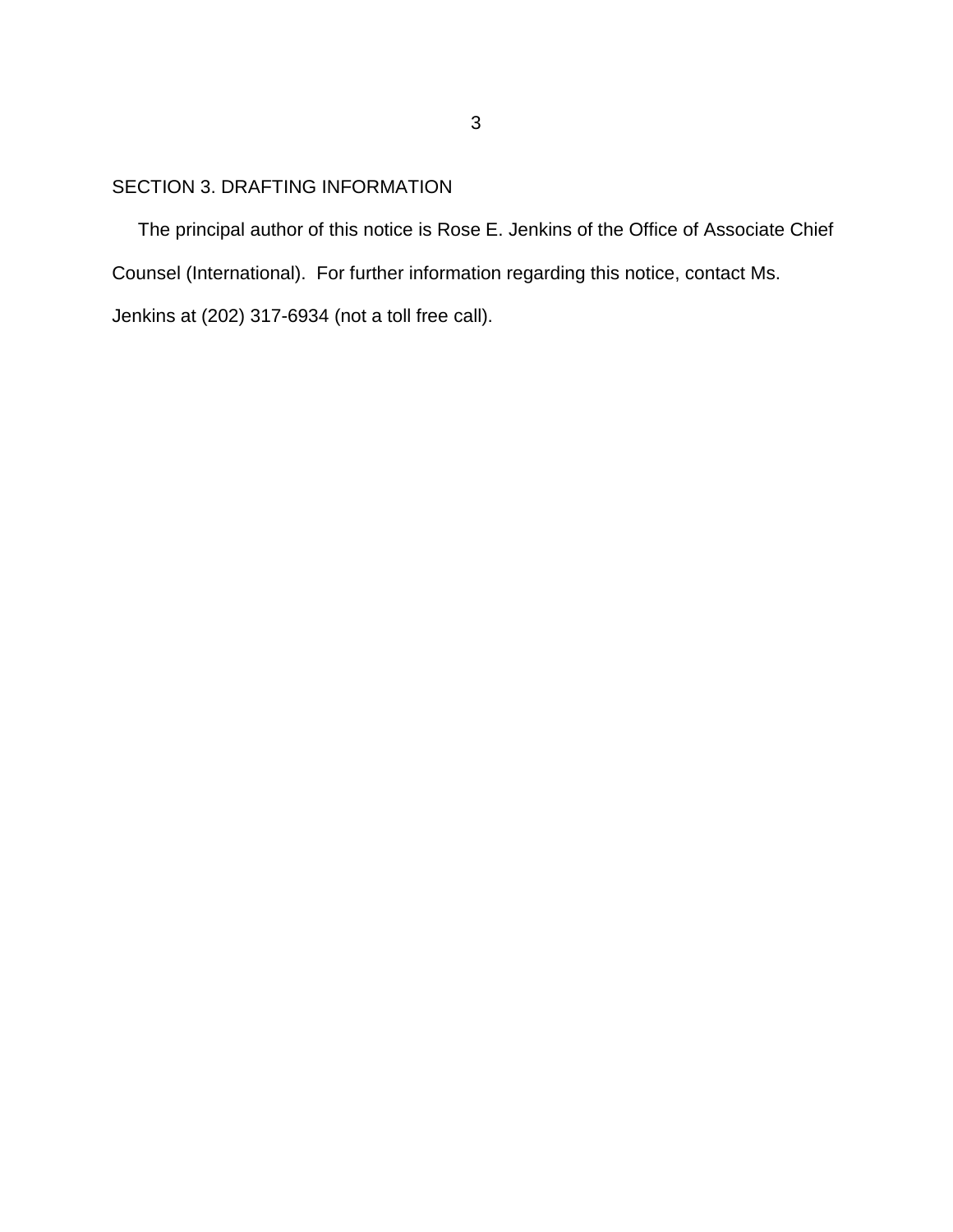## SECTION 3. DRAFTING INFORMATION

The principal author of this notice is Rose E. Jenkins of the Office of Associate Chief Counsel (International). For further information regarding this notice, contact Ms. Jenkins at (202) 317-6934 (not a toll free call).